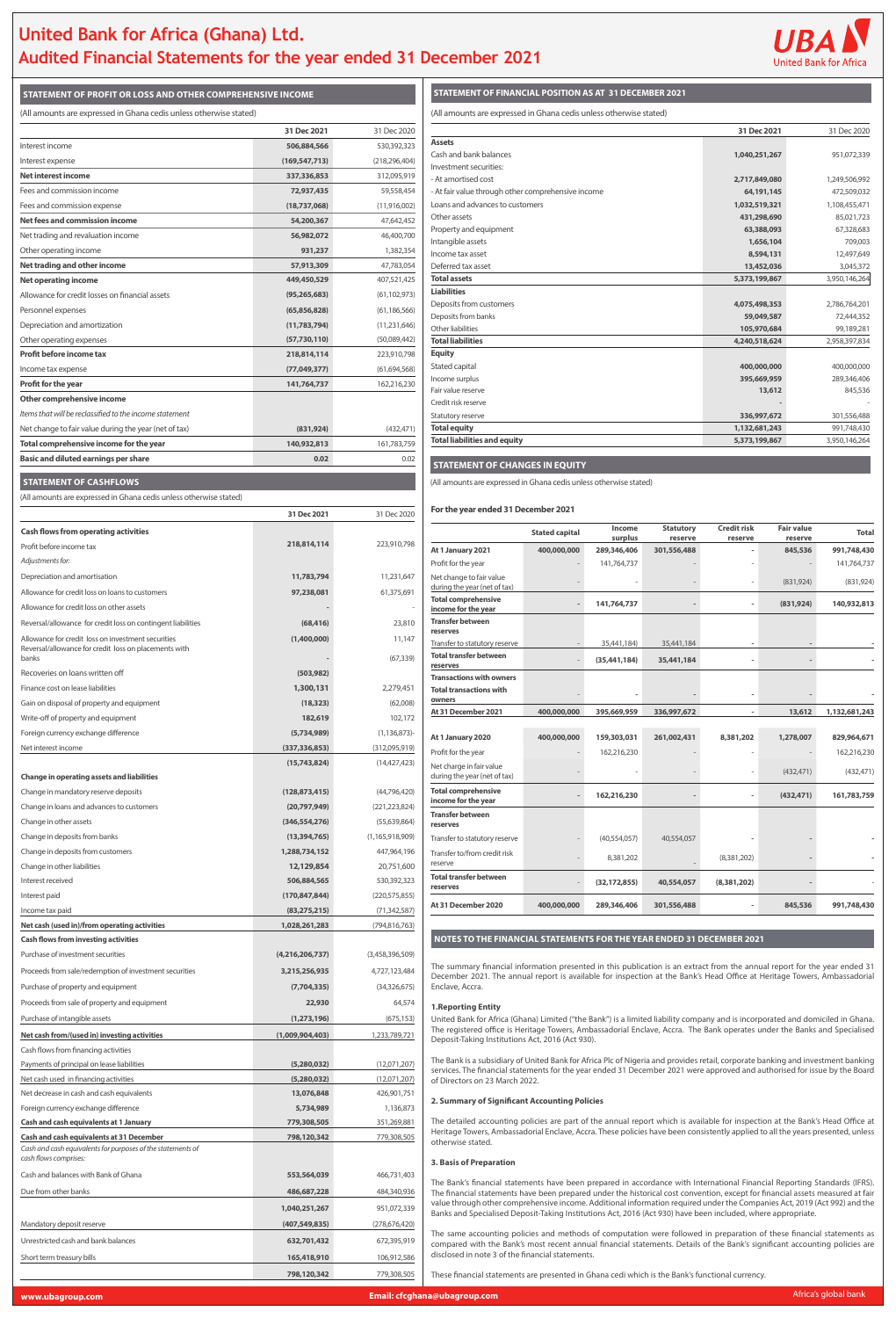# United Bank for Africa (Ghana) Ltd.
# Audited Financial Statements for the year ended 31 December 2021

## STATEMENT OF PROFIT OR LOSS AND OTHER COMPREHENSIVE INCOME

(All amounts are expressed in Ghana cedis unless otherwise stated)

| | 31 Dec 2021 | 31 Dec 2020 |
|---|---|---|
| Interest income | 506,884,566 | 530,392,323 |
| Interest expense | (169,547,713) | (218,296,404) |
| **Net interest income** | 337,336,853 | 312,095,919 |
| Fees and commission income | 72,937,435 | 59,558,454 |
| Fees and commission expense | (18,737,068) | (11,916,002) |
| **Net fees and commission income** | 54,200,367 | 47,642,452 |
| Net trading and revaluation income | 56,982,072 | 46,400,700 |
| Other operating income | 931,237 | 1,382,354 |
| **Net trading and other income** | 57,913,309 | 47,783,054 |
| **Net operating income** | 449,450,529 | 407,521,425 |
| Allowance for credit losses on financial assets | (95,265,683) | (61,102,973) |
| Personnel expenses | (65,856,828) | (61,186,566) |
| Depreciation and amortization | (11,783,794) | (11,231,646) |
| Other operating expenses | (57,730,110) | (50,089,442) |
| **Profit before income tax** | 218,814,114 | 223,910,798 |
| Income tax expense | (77,049,377) | (61,694,568) |
| **Profit for the year** | 141,764,737 | 162,216,230 |
| **Other comprehensive income** | | |
| *Items that will be reclassified to the income statement* | | |
| Net change to fair value during the year (net of tax) | (831,924) | (432,471) |
| **Total comprehensive income for the year** | 140,932,813 | 161,783,759 |
| **Basic and diluted earnings per share** | 0.02 | 0.02 |

## STATEMENT OF CASHFLOWS

(All amounts are expressed in Ghana cedis unless otherwise stated)

| | 31 Dec 2021 | 31 Dec 2020 |
|---|---|---|
| **Cash flows from operating activities** | | |
| Profit before income tax | 218,814,114 | 223,910,798 |
| *Adjustments for:* | | |
| Depreciation and amortisation | 11,783,794 | 11,231,647 |
| Allowance for credit loss on loans to customers | 97,238,081 | 61,375,691 |
| Allowance for credit loss on other assets | - | - |
| Reversal/allowance for credit loss on contingent liabilities | (68,416) | 23,810 |
| Allowance for credit loss on investment securities | (1,400,000) | 11,147 |
| Reversal/allowance for credit loss on placements with banks | - | (67,339) |
| Recoveries on loans written off | (503,982) | |
| Finance cost on lease liabilities | 1,300,131 | 2,279,451 |
| Gain on disposal of property and equipment | (18,323) | (62,008) |
| Write-off of property and equipment | 182,619 | 102,172 |
| Foreign currency exchange difference | (5,734,989) | (1,136,873)- |
| Net interest income | (337,336,853) | (312,095,919) |
| | (15,743,824) | (14,427,423) |
| **Change in operating assets and liabilities** | | |
| Change in mandatory reserve deposits | (128,873,415) | (44,796,420) |
| Change in loans and advances to customers | (20,797,949) | (221,223,824) |
| Change in other assets | (346,554,276) | (55,639,864) |
| Change in deposits from banks | (13,394,765) | (1,165,918,909) |
| Change in deposits from customers | 1,288,734,152 | 447,964,196 |
| Change in other liabilities | 12,129,854 | 20,751,600 |
| Interest received | 506,884,565 | 530,392,323 |
| Interest paid | (170,847,844) | (220,575,855) |
| Income tax paid | (83,275,215) | (71,342,587) |
| **Net cash (used in)/from operating activities** | 1,028,261,283 | (794,816,763) |
| **Cash flows from investing activities** | | |
| Purchase of investment securities | (4,216,206,737) | (3,458,396,509) |
| Proceeds from sale/redemption of investment securities | 3,215,256,935 | 4,727,123,484 |
| Purchase of property and equipment | (7,704,335) | (34,326,675) |
| Proceeds from sale of property and equipment | 22,930 | 64,574 |
| Purchase of intangible assets | (1,273,196) | (675,153) |
| **Net cash from/(used in) investing activities** | (1,009,904,403) | 1,233,789,721 |
| Cash flows from financing activities | | |
| Payments of principal on lease liabilities | (5,280,032) | (12,071,207) |
| Net cash used in financing activities | (5,280,032) | (12,071,207) |
| Net decrease in cash and cash equivalents | 13,076,848 | 426,901,751 |
| Foreign currency exchange difference | 5,734,989 | 1,136,873 |
| **Cash and cash equivalents at 1 January** | 779,308,505 | 351,269,881 |
| **Cash and cash equivalents at 31 December** | 798,120,342 | 779,308,505 |
| *Cash and cash equivalents for purposes of the statements of cash flows comprises:* | | |
| Cash and balances with Bank of Ghana | 553,564,039 | 466,731,403 |
| Due from other banks | 486,687,228 | 484,340,936 |
| | 1,040,251,267 | 951,072,339 |
| Mandatory deposit reserve | (407,549,835) | (278,676,420) |
| Unrestricted cash and bank balances | 632,701,432 | 672,395,919 |
| Short term treasury bills | 165,418,910 | 106,912,586 |
| | 798,120,342 | 779,308,505 |

## STATEMENT OF FINANCIAL POSITION AS AT 31 DECEMBER 2021

(All amounts are expressed in Ghana cedis unless otherwise stated)

| | 31 Dec 2021 | 31 Dec 2020 |
|---|---|---|
| **Assets** | | |
| Cash and bank balances | 1,040,251,267 | 951,072,339 |
| Investment securities: | | |
| - At amortised cost | 2,717,849,080 | 1,249,506,992 |
| - At fair value through other comprehensive income | 64,191,145 | 472,509,032 |
| Loans and advances to customers | 1,032,519,321 | 1,108,455,471 |
| Other assets | 431,298,690 | 85,021,723 |
| Property and equipment | 63,388,093 | 67,328,683 |
| Intangible assets | 1,656,104 | 709,003 |
| Income tax asset | 8,594,131 | 12,497,649 |
| Deferred tax asset | 13,452,036 | 3,045,372 |
| **Total assets** | 5,373,199,867 | 3,950,146,264 |
| **Liabilities** | | |
| Deposits from customers | 4,075,498,353 | 2,786,764,201 |
| Deposits from banks | 59,049,587 | 72,444,352 |
| Other liabilities | 105,970,684 | 99,189,281 |
| **Total liabilities** | 4,240,518,624 | 2,958,397,834 |
| **Equity** | | |
| Stated capital | 400,000,000 | 400,000,000 |
| Income surplus | 395,669,959 | 289,346,406 |
| Fair value reserve | 13,612 | 845,536 |
| Credit risk reserve | - | - |
| Statutory reserve | 336,997,672 | 301,556,488 |
| **Total equity** | 1,132,681,243 | 991,748,430 |
| **Total liabilities and equity** | 5,373,199,867 | 3,950,146,264 |

## STATEMENT OF CHANGES IN EQUITY

(All amounts are expressed in Ghana cedis unless otherwise stated)

**For the year ended 31 December 2021**

| | Stated capital | Income surplus | Statutory reserve | Credit risk reserve | Fair value reserve | Total |
|---|---|---|---|---|---|---|
| **At 1 January 2021** | 400,000,000 | 289,346,406 | 301,556,488 | - | 845,536 | 991,748,430 |
| Profit for the year | - | 141,764,737 | - | - | - | 141,764,737 |
| Net change to fair value during the year (net of tax) | - | - | - | - | (831,924) | (831,924) |
| **Total comprehensive income for the year** | - | 141,764,737 | - | - | (831,924) | 140,932,813 |
| **Transfer between reserves** | | | | | | |
| Transfer to statutory reserve | - | (35,441,184) | 35,441,184 | - | - | - |
| **Total transfer between reserves** | - | (35,441,184) | 35,441,184 | - | - | - |
| **Transactions with owners** | | | | | | |
| **Total transactions with owners** | - | - | - | - | - | - |
| **At 31 December 2021** | 400,000,000 | 395,669,959 | 336,997,672 | - | 13,612 | 1,132,681,243 |
| | | | | | | |
| **At 1 January 2020** | 400,000,000 | 159,303,031 | 261,002,431 | 8,381,202 | 1,278,007 | 829,964,671 |
| Profit for the year | - | 162,216,230 | - | - | - | 162,216,230 |
| Net charge in fair value during the year (net of tax) | - | - | - | - | (432,471) | (432,471) |
| **Total comprehensive income for the year** | - | 162,216,230 | - | - | (432,471) | 161,783,759 |
| **Transfer between reserves** | | | | | | |
| Transfer to statutory reserve | - | (40,554,057) | 40,554,057 | - | - | - |
| Transfer to/from credit risk reserve | - | 8,381,202 | - | (8,381,202) | - | - |
| **Total transfer between reserves** | - | (32,172,855) | 40,554,057 | (8,381,202) | - | - |
| **At 31 December 2020** | 400,000,000 | 289,346,406 | 301,556,488 | - | 845,536 | 991,748,430 |

## NOTES TO THE FINANCIAL STATEMENTS FOR THE YEAR ENDED 31 DECEMBER 2021

The summary financial information presented in this publication is an extract from the annual report for the year ended 31 December 2021. The annual report is available for inspection at the Bank's Head Office at Heritage Towers, Ambassadorial Enclave, Accra.

### 1. Reporting Entity

United Bank for Africa (Ghana) Limited ("the Bank") is a limited liability company and is incorporated and domiciled in Ghana. The registered office is Heritage Towers, Ambassadorial Enclave, Accra. The Bank operates under the Banks and Specialised Deposit-Taking Institutions Act, 2016 (Act 930).

The Bank is a subsidiary of United Bank for Africa Plc of Nigeria and provides retail, corporate banking and investment banking services. The financial statements for the year ended 31 December 2021 were approved and authorised for issue by the Board of Directors on 23 March 2022.

### 2. Summary of Significant Accounting Policies

The detailed accounting policies are part of the annual report which is available for inspection at the Bank's Head Office at Heritage Towers, Ambassadorial Enclave, Accra. These policies have been consistently applied to all the years presented, unless otherwise stated.

### 3. Basis of Preparation

The Bank's financial statements have been prepared in accordance with International Financial Reporting Standards (IFRS). The financial statements have been prepared under the historical cost convention, except for financial assets measured at fair value through other comprehensive income. Additional information required under the Companies Act, 2019 (Act 992) and the Banks and Specialised Deposit-Taking Institutions Act, 2016 (Act 930) have been included, where appropriate.

The same accounting policies and methods of computation were followed in preparation of these financial statements as compared with the Bank's most recent annual financial statements. Details of the Bank's significant accounting policies are disclosed in note 3 of the financial statements.

These financial statements are presented in Ghana cedi which is the Bank's functional currency.

www.ubagroup.com | Email: cfcghana@ubagroup.com | Africa's global bank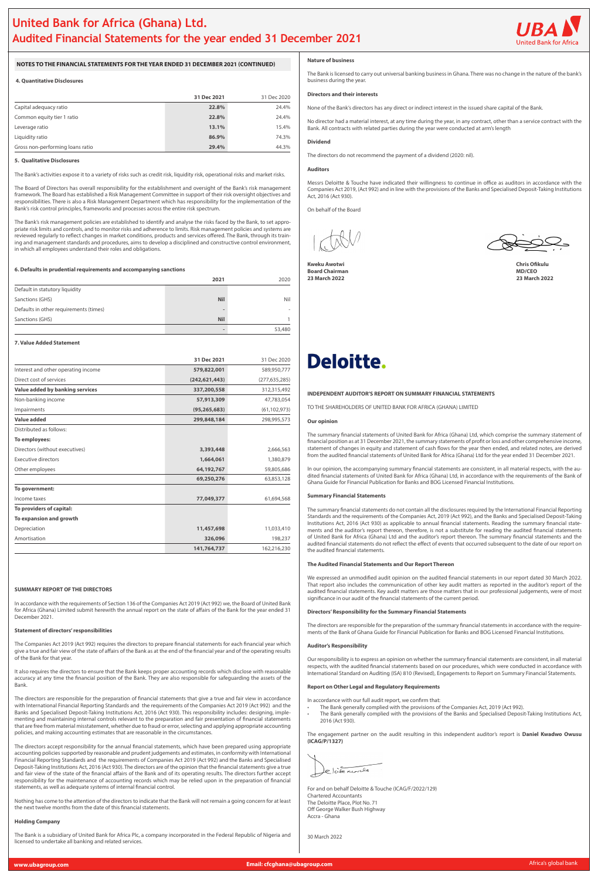# United Bank for Africa (Ghana) Ltd.
# Audited Financial Statements for the year ended 31 December 2021

## NOTES TO THE FINANCIAL STATEMENTS FOR THE YEAR ENDED 31 DECEMBER 2021 (CONTINUED)

### 4. Quantitative Disclosures

| | 31 Dec 2021 | 31 Dec 2020 |
|---|---|---|
| Capital adequacy ratio | 22.8% | 24.4% |
| Common equity tier 1 ratio | 22.8% | 24.4% |
| Leverage ratio | 13.1% | 15.4% |
| Liquidity ratio | 86.9% | 74.3% |
| Gross non-performing loans ratio | 29.4% | 44.3% |

### 5. Qualitative Disclosures

The Bank's activities expose it to a variety of risks such as credit risk, liquidity risk, operational risks and market risks.

The Board of Directors has overall responsibility for the establishment and oversight of the Bank's risk management framework. The Board has established a Risk Management Committee in support of their risk oversight objectives and responsibilities. There is also a Risk Management Department which has responsibility for the implementation of the Bank's risk control principles, frameworks and processes across the entire risk spectrum.

The Bank's risk management policies are established to identify and analyse the risks faced by the Bank, to set appropriate risk limits and controls, and to monitor risks and adherence to limits. Risk management policies and systems are reviewed regularly to reflect changes in market conditions, products and services offered. The Bank, through its training and management standards and procedures, aims to develop a disciplined and constructive control environment, in which all employees understand their roles and obligations.

### 6. Defaults in prudential requirements and accompanying sanctions

| | 2021 | 2020 |
|---|---|---|
| Default in statutory liquidity | | |
| Sanctions (GHS) | Nil | Nil |
| Defaults in other requirements (times) | - | - |
| Sanctions (GHS) | Nil | 1 |
| | - | 53,480 |

### 7. Value Added Statement

| | 31 Dec 2021 | 31 Dec 2020 |
|---|---|---|
| Interest and other operating income | 579,822,001 | 589,950,777 |
| Direct cost of services | (242,621,443) | (277,635,285) |
| **Value added by banking services** | 337,200,558 | 312,315,492 |
| Non-banking income | 57,913,309 | 47,783,054 |
| Impairments | (95,265,683) | (61,102,973) |
| **Value added** | 299,848,184 | 298,995,573 |
| Distributed as follows: | | |
| **To employees:** | | |
| Directors (without executives) | 3,393,448 | 2,666,563 |
| Executive directors | 1,664,061 | 1,380,879 |
| Other employees | 64,192,767 | 59,805,686 |
| | 69,250,276 | 63,853,128 |
| **To government:** | | |
| Income taxes | 77,049,377 | 61,694,568 |
| **To providers of capital:** | | |
| **To expansion and growth** | | |
| Depreciation | 11,457,698 | 11,033,410 |
| Amortisation | 326,096 | 198,237 |
| | 141,764,737 | 162,216,230 |

## SUMMARY REPORT OF THE DIRECTORS

In accordance with the requirements of Section 136 of the Companies Act 2019 (Act 992) we, the Board of United Bank for Africa (Ghana) Limited submit herewith the annual report on the state of affairs of the Bank for the year ended 31 December 2021.

**Statement of directors' responsibilities**

The Companies Act 2019 (Act 992) requires the directors to prepare financial statements for each financial year which give a true and fair view of the state of affairs of the Bank as at the end of the financial year and of the operating results of the Bank for that year.

It also requires the directors to ensure that the Bank keeps proper accounting records which disclose with reasonable accuracy at any time the financial position of the Bank. They are also responsible for safeguarding the assets of the Bank.

The directors are responsible for the preparation of financial statements that give a true and fair view in accordance with International Financial Reporting Standards and the requirements of the Companies Act 2019 (Act 992) and the Banks and Specialised Deposit-Taking Institutions Act, 2016 (Act 930). This responsibility includes: designing, implementing and maintaining internal controls relevant to the preparation and fair presentation of financial statements that are free from material misstatement, whether due to fraud or error, selecting and applying appropriate accounting policies, and making accounting estimates that are reasonable in the circumstances.

The directors accept responsibility for the annual financial statements, which have been prepared using appropriate accounting policies supported by reasonable and prudent judgements and estimates, in conformity with International Financial Reporting Standards and the requirements of Companies Act 2019 (Act 992) and the Banks and Specialised Deposit-Taking Institutions Act, 2016 (Act 930). The directors are of the opinion that the financial statements give a true and fair view of the state of the financial affairs of the Bank and of its operating results. The directors further accept responsibility for the maintenance of accounting records which may be relied upon in the preparation of financial statements, as well as adequate systems of internal financial control.

Nothing has come to the attention of the directors to indicate that the Bank will not remain a going concern for at least the next twelve months from the date of this financial statements.

**Holding Company**

The Bank is a subsidiary of United Bank for Africa Plc, a company incorporated in the Federal Republic of Nigeria and licensed to undertake all banking and related services.

**Nature of business**

The Bank is licensed to carry out universal banking business in Ghana. There was no change in the nature of the bank's business during the year.

**Directors and their interests**

None of the Bank's directors has any direct or indirect interest in the issued share capital of the Bank.

No director had a material interest, at any time during the year, in any contract, other than a service contract with the Bank. All contracts with related parties during the year were conducted at arm's length

**Dividend**

The directors do not recommend the payment of a dividend (2020: nil).

**Auditors**

Messrs Deloitte & Touche have indicated their willingness to continue in office as auditors in accordance with the Companies Act 2019, (Act 992) and in line with the provisions of the Banks and Specialised Deposit-Taking Institutions Act, 2016 (Act 930).

On behalf of the Board

**Kweku Awotwi**
**Board Chairman**
**23 March 2022**

**Chris Ofikulu**
**MD/CEO**
**23 March 2022**

Deloitte.

## INDEPENDENT AUDITOR'S REPORT ON SUMMARY FINANCIAL STATEMENTS

TO THE SHAREHOLDERS OF UNITED BANK FOR AFRICA (GHANA) LIMITED

**Our opinion**

The summary financial statements of United Bank for Africa (Ghana) Ltd, which comprise the summary statement of financial position as at 31 December 2021, the summary statements of profit or loss and other comprehensive income, statement of changes in equity and statement of cash flows for the year then ended, and related notes, are derived from the audited financial statements of United Bank for Africa (Ghana) Ltd for the year ended 31 December 2021.

In our opinion, the accompanying summary financial statements are consistent, in all material respects, with the audited financial statements of United Bank for Africa (Ghana) Ltd, in accordance with the requirements of the Bank of Ghana Guide for Financial Publication for Banks and BOG Licensed Financial Institutions.

**Summary Financial Statements**

The summary financial statements do not contain all the disclosures required by the International Financial Reporting Standards and the requirements of the Companies Act, 2019 (Act 992), and the Banks and Specialised Deposit-Taking Institutions Act, 2016 (Act 930) as applicable to annual financial statements. Reading the summary financial statements and the auditor's report thereon, therefore, is not a substitute for reading the audited financial statements of United Bank for Africa (Ghana) Ltd and the auditor's report thereon. The summary financial statements and the audited financial statements do not reflect the effect of events that occurred subsequent to the date of our report on the audited financial statements.

**The Audited Financial Statements and Our Report Thereon**

We expressed an unmodified audit opinion on the audited financial statements in our report dated 30 March 2022. That report also includes the communication of other key audit matters as reported in the auditor's report of the audited financial statements. Key audit matters are those matters that in our professional judgements, were of most significance in our audit of the financial statements of the current period.

**Directors' Responsibility for the Summary Financial Statements**

The directors are responsible for the preparation of the summary financial statements in accordance with the requirements of the Bank of Ghana Guide for Financial Publication for Banks and BOG Licensed Financial Institutions.

**Auditor's Responsibility**

Our responsibility is to express an opinion on whether the summary financial statements are consistent, in all material respects, with the audited financial statements based on our procedures, which were conducted in accordance with International Standard on Auditing (ISA) 810 (Revised), Engagements to Report on Summary Financial Statements.

**Report on Other Legal and Regulatory Requirements**

In accordance with our full audit report, we confirm that:

- The Bank generally complied with the provisions of the Companies Act, 2019 (Act 992).
- The Bank generally complied with the provisions of the Banks and Specialised Deposit-Taking Institutions Act, 2016 (Act 930).

The engagement partner on the audit resulting in this independent auditor's report is **Daniel Kwadwo Owusu (ICAG/P/1327)**

For and on behalf Deloitte & Touche (ICAG/F/2022/129)
Chartered Accountants
The Deloitte Place, Plot No. 71
Off George Walker Bush Highway
Accra - Ghana

30 March 2022